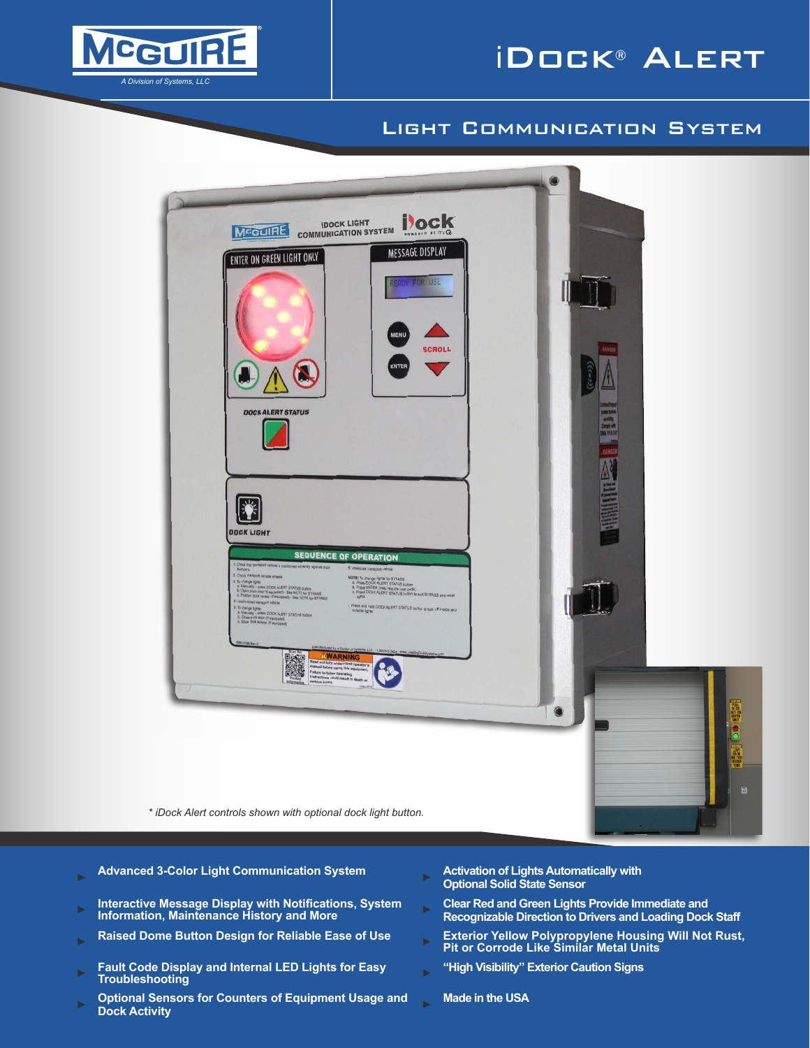McGUIRE®

*A Division of Systems, LLC*

# iDock® Alert

## Light Communication System

*\* iDock Alert controls shown with optional dock light button.*

- Advanced 3-Color Light Communication System
- Interactive Message Display with Notifications, System Information, Maintenance History and More
- Raised Dome Button Design for Reliable Ease of Use
- Fault Code Display and Internal LED Lights for Easy Troubleshooting
- Optional Sensors for Counters of Equipment Usage and Dock Activity
- Activation of Lights Automatically with Optional Solid State Sensor
- Clear Red and Green Lights Provide Immediate and Recognizable Direction to Drivers and Loading Dock Staff
- Exterior Yellow Polypropylene Housing Will Not Rust, Pit or Corrode Like Similar Metal Units
- "High Visibility" Exterior Caution Signs
- Made in the USA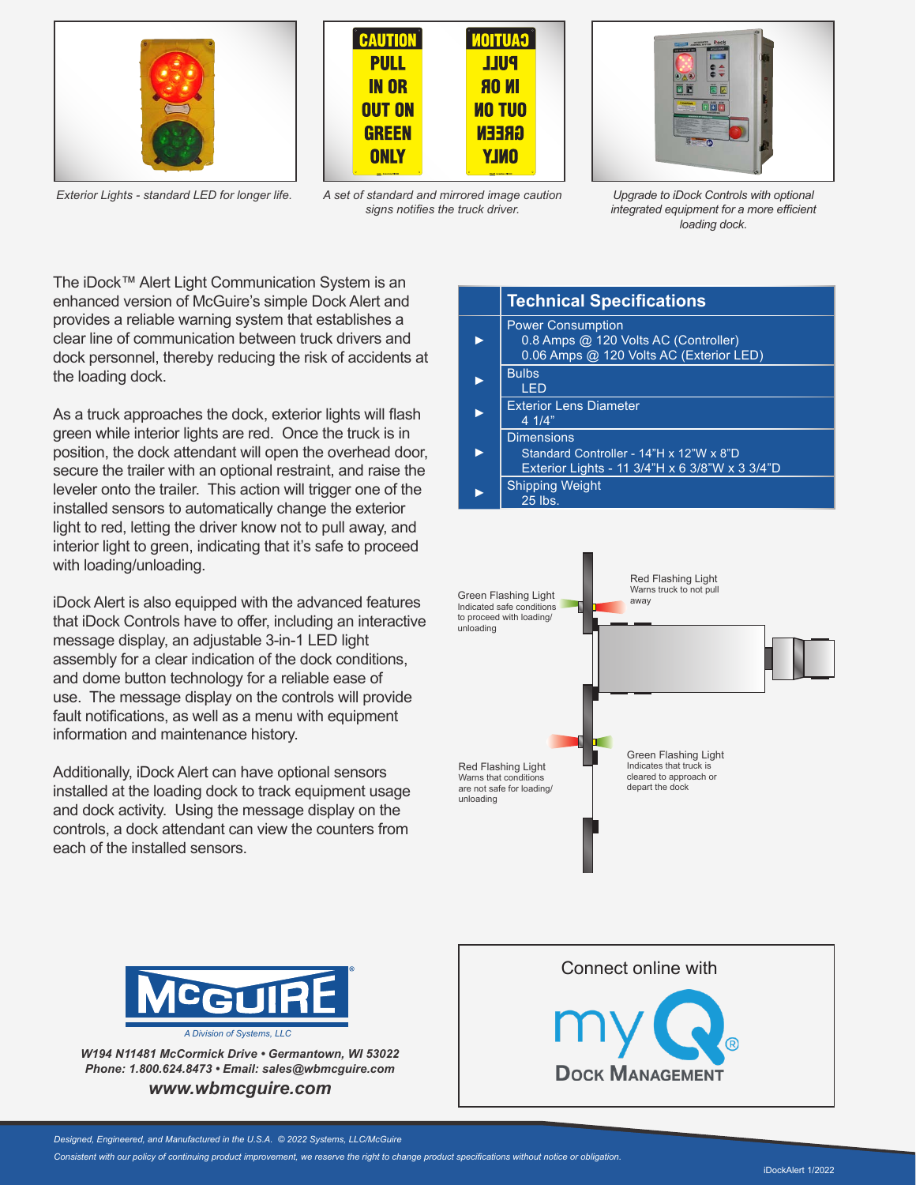Exterior Lights - standard LED for longer life.

A set of standard and mirrored image caution signs notifies the truck driver.

Upgrade to iDock Controls with optional integrated equipment for a more efficient loading dock.

The iDock™ Alert Light Communication System is an enhanced version of McGuire's simple Dock Alert and provides a reliable warning system that establishes a clear line of communication between truck drivers and dock personnel, thereby reducing the risk of accidents at the loading dock.

As a truck approaches the dock, exterior lights will flash green while interior lights are red. Once the truck is in position, the dock attendant will open the overhead door, secure the trailer with an optional restraint, and raise the leveler onto the trailer. This action will trigger one of the installed sensors to automatically change the exterior light to red, letting the driver know not to pull away, and interior light to green, indicating that it's safe to proceed with loading/unloading.

iDock Alert is also equipped with the advanced features that iDock Controls have to offer, including an interactive message display, an adjustable 3-in-1 LED light assembly for a clear indication of the dock conditions, and dome button technology for a reliable ease of use. The message display on the controls will provide fault notifications, as well as a menu with equipment information and maintenance history.

Additionally, iDock Alert can have optional sensors installed at the loading dock to track equipment usage and dock activity. Using the message display on the controls, a dock attendant can view the counters from each of the installed sensors.

| | Technical Specifications |
|---|---|
| ► | Power Consumption<br>0.8 Amps @ 120 Volts AC (Controller)<br>0.06 Amps @ 120 Volts AC (Exterior LED) |
| ► | Bulbs<br>LED |
| ► | Exterior Lens Diameter<br>4 1/4" |
| ► | Dimensions<br>Standard Controller - 14"H x 12"W x 8"D<br>Exterior Lights - 11 3/4"H x 6 3/8"W x 3 3/4"D |
| ► | Shipping Weight<br>25 lbs. |

Green Flashing Light
Indicated safe conditions to proceed with loading/unloading

Red Flashing Light
Warns truck to not pull away

Red Flashing Light
Warns that conditions are not safe for loading/unloading

Green Flashing Light
Indicates that truck is cleared to approach or depart the dock

McGUIRE®
*A Division of Systems, LLC*

***W194 N11481 McCormick Drive • Germantown, WI 53022***
***Phone: 1.800.624.8473 • Email: sales@wbmcguire.com***
***www.wbmcguire.com***

Connect online with
myQ® Dock Management

*Designed, Engineered, and Manufactured in the U.S.A. © 2022 Systems, LLC/McGuire*

*Consistent with our policy of continuing product improvement, we reserve the right to change product specifications without notice or obligation.*

iDockAlert 1/2022